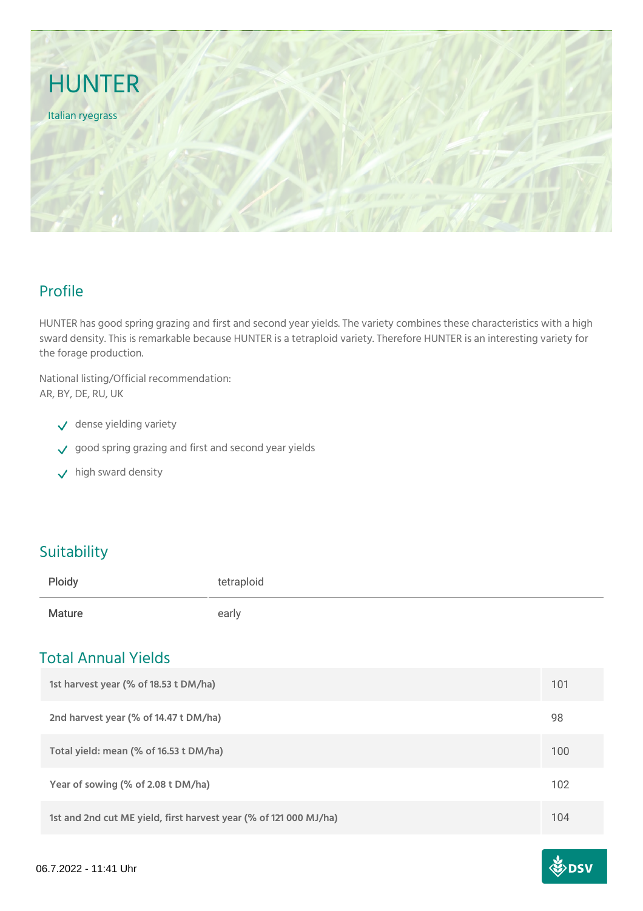# HUNTER

Italian ryegrass

## Profile

HUNTER has good spring grazing and first and second year yields. The variety combines these characteristics with a high sward density. This is remarkable because HUNTER is a tetraploid variety. Therefore HUNTER is an interesting variety for the forage production.

National listing/Official recommendation:
AR, BY, DE, RU, UK

- dense yielding variety
- good spring grazing and first and second year yields
- high sward density

## Suitability

| Ploidy | tetraploid |
|---|---|
| Mature | early |

## Total Annual Yields

| | |
|---|---|
| 1st harvest year (% of 18.53 t DM/ha) | 101 |
| 2nd harvest year (% of 14.47 t DM/ha) | 98 |
| Total yield: mean (% of 16.53 t DM/ha) | 100 |
| Year of sowing (% of 2.08 t DM/ha) | 102 |
| 1st and 2nd cut ME yield, first harvest year (% of 121 000 MJ/ha) | 104 |

06.7.2022 - 11:41 Uhr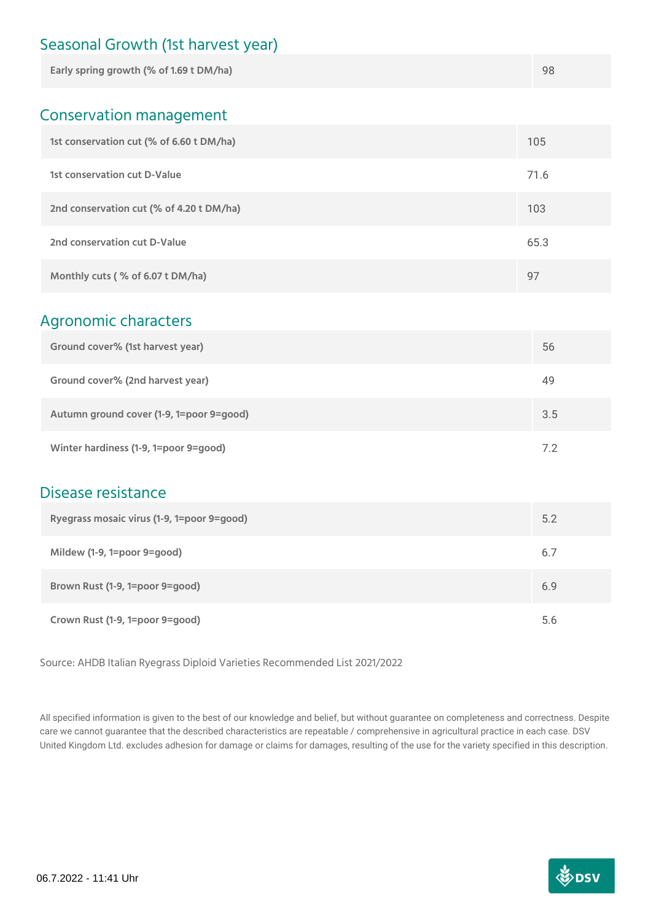## Seasonal Growth (1st harvest year)

| | |
|---|---|
| Early spring growth (% of 1.69 t DM/ha) | 98 |

## Conservation management

| | |
|---|---|
| 1st conservation cut (% of 6.60 t DM/ha) | 105 |
| 1st conservation cut D-Value | 71.6 |
| 2nd conservation cut (% of 4.20 t DM/ha) | 103 |
| 2nd conservation cut D-Value | 65.3 |
| Monthly cuts ( % of 6.07 t DM/ha) | 97 |

## Agronomic characters

| | |
|---|---|
| Ground cover% (1st harvest year) | 56 |
| Ground cover% (2nd harvest year) | 49 |
| Autumn ground cover (1-9, 1=poor 9=good) | 3.5 |
| Winter hardiness (1-9, 1=poor 9=good) | 7.2 |

## Disease resistance

| | |
|---|---|
| Ryegrass mosaic virus (1-9, 1=poor 9=good) | 5.2 |
| Mildew (1-9, 1=poor 9=good) | 6.7 |
| Brown Rust (1-9, 1=poor 9=good) | 6.9 |
| Crown Rust (1-9, 1=poor 9=good) | 5.6 |

Source: AHDB Italian Ryegrass Diploid Varieties Recommended List 2021/2022

All specified information is given to the best of our knowledge and belief, but without guarantee on completeness and correctness. Despite care we cannot guarantee that the described characteristics are repeatable / comprehensive in agricultural practice in each case. DSV United Kingdom Ltd. excludes adhesion for damage or claims for damages, resulting of the use for the variety specified in this description.

06.7.2022 - 11:41 Uhr

DSV